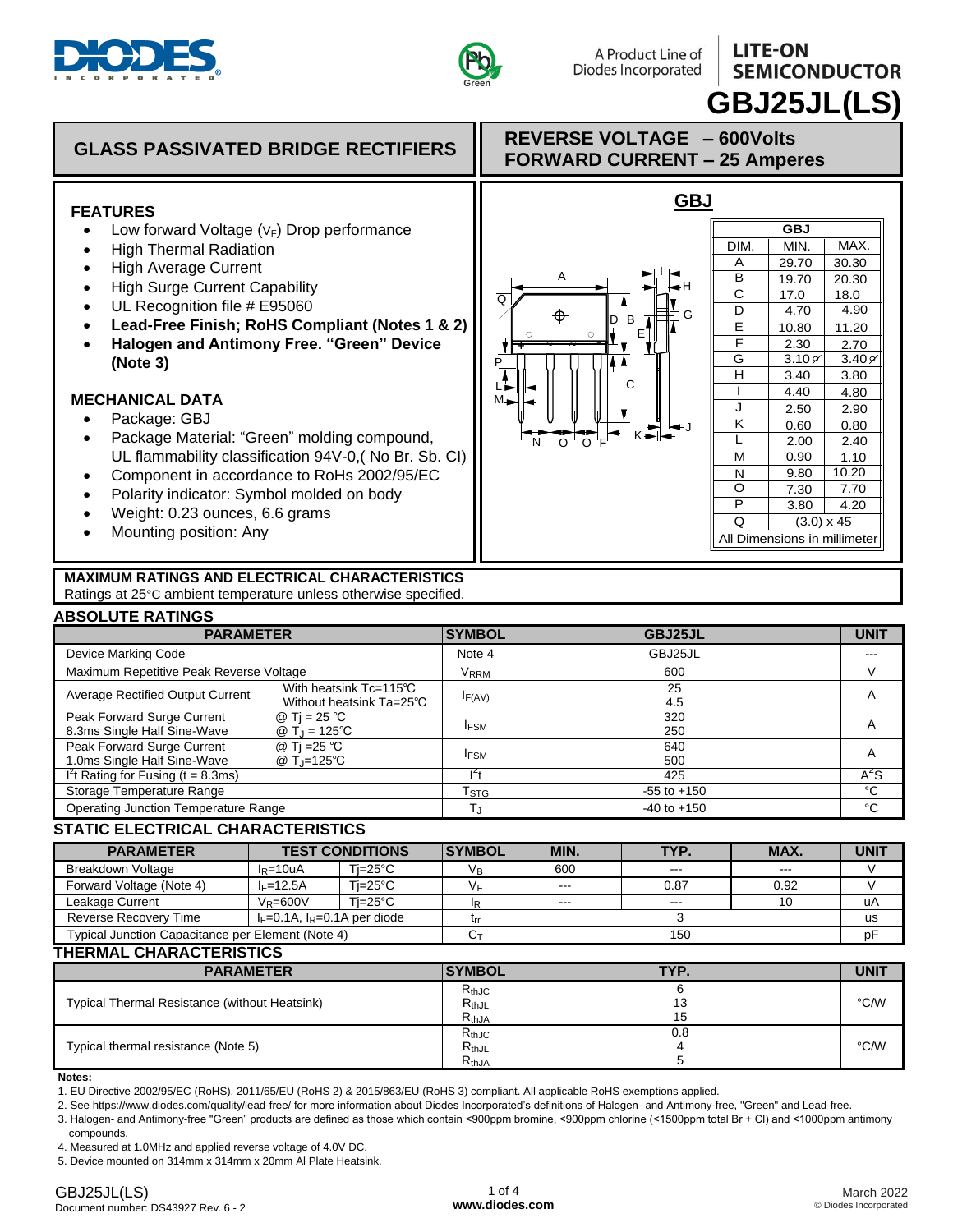# GBJ25JL(LS)

A Product Line of Diodes Incorporated — LITE-ON SEMICONDUCTOR

## GLASS PASSIVATED BRIDGE RECTIFIERS

**REVERSE VOLTAGE – 600Volts**
**FORWARD CURRENT – 25 Amperes**

### FEATURES

- Low forward Voltage ($V_F$) Drop performance
- High Thermal Radiation
- High Average Current
- High Surge Current Capability
- UL Recognition file # E95060
- **Lead-Free Finish; RoHS Compliant (Notes 1 & 2)**
- **Halogen and Antimony Free. "Green" Device (Note 3)**

### MECHANICAL DATA

- Package: GBJ
- Package Material: "Green" molding compound, UL flammability classification 94V-0,( No Br. Sb. Cl)
- Component in accordance to RoHs 2002/95/EC
- Polarity indicator: Symbol molded on body
- Weight: 0.23 ounces, 6.6 grams
- Mounting position: Any

### GBJ

| DIM. | MIN. | MAX. |
|---|---|---|
| A | 29.70 | 30.30 |
| B | 19.70 | 20.30 |
| C | 17.0 | 18.0 |
| D | 4.70 | 4.90 |
| E | 10.80 | 11.20 |
| F | 2.30 | 2.70 |
| G | 3.10 ⌀ | 3.40 ⌀ |
| H | 3.40 | 3.80 |
| I | 4.40 | 4.80 |
| J | 2.50 | 2.90 |
| K | 0.60 | 0.80 |
| L | 2.00 | 2.40 |
| M | 0.90 | 1.10 |
| N | 9.80 | 10.20 |
| O | 7.30 | 7.70 |
| P | 3.80 | 4.20 |
| Q | (3.0) x 45 | |

All Dimensions in millimeter

## MAXIMUM RATINGS AND ELECTRICAL CHARACTERISTICS

Ratings at 25°C ambient temperature unless otherwise specified.

### ABSOLUTE RATINGS

| PARAMETER | | SYMBOL | GBJ25JL | UNIT |
|---|---|---|---|---|
| Device Marking Code | | Note 4 | GBJ25JL | --- |
| Maximum Repetitive Peak Reverse Voltage | | $V_{RRM}$ | 600 | V |
| Average Rectified Output Current | With heatsink Tc=115℃<br>Without heatsink Ta=25℃ | $I_{F(AV)}$ | 25<br>4.5 | A |
| Peak Forward Surge Current<br>8.3ms Single Half Sine-Wave | @ Tj = 25 ℃<br>@ $T_J$ = 125℃ | $I_{FSM}$ | 320<br>250 | A |
| Peak Forward Surge Current<br>1.0ms Single Half Sine-Wave | @ Tj =25 ℃<br>@ $T_J$=125℃ | $I_{FSM}$ | 640<br>500 | A |
| $I^2t$ Rating for Fusing (t = 8.3ms) | | $I^2t$ | 425 | $A^2S$ |
| Storage Temperature Range | | $T_{STG}$ | -55 to +150 | °C |
| Operating Junction Temperature Range | | $T_J$ | -40 to +150 | °C |

### STATIC ELECTRICAL CHARACTERISTICS

| PARAMETER | TEST CONDITIONS | | SYMBOL | MIN. | TYP. | MAX. | UNIT |
|---|---|---|---|---|---|---|---|
| Breakdown Voltage | $I_R$=10uA | Tj=25°C | $V_B$ | 600 | --- | --- | V |
| Forward Voltage (Note 4) | $I_F$=12.5A | Tj=25°C | $V_F$ | --- | 0.87 | 0.92 | V |
| Leakage Current | $V_R$=600V | Tj=25°C | $I_R$ | --- | --- | 10 | uA |
| Reverse Recovery Time | $I_F$=0.1A, $I_R$=0.1A per diode | | $t_{rr}$ | | 3 | | us |
| Typical Junction Capacitance per Element (Note 4) | | | $C_T$ | | 150 | | pF |

### THERMAL CHARACTERISTICS

| PARAMETER | SYMBOL | TYP. | UNIT |
|---|---|---|---|
| Typical Thermal Resistance (without Heatsink) | $R_{thJC}$<br>$R_{thJL}$<br>$R_{thJA}$ | 6<br>13<br>15 | °C/W |
| Typical thermal resistance (Note 5) | $R_{thJC}$<br>$R_{thJL}$<br>$R_{thJA}$ | 0.8<br>4<br>5 | °C/W |

**Notes:**

1. EU Directive 2002/95/EC (RoHS), 2011/65/EU (RoHS 2) & 2015/863/EU (RoHS 3) compliant. All applicable RoHS exemptions applied.
2. See https://www.diodes.com/quality/lead-free/ for more information about Diodes Incorporated's definitions of Halogen- and Antimony-free, "Green" and Lead-free.
3. Halogen- and Antimony-free "Green" products are defined as those which contain <900ppm bromine, <900ppm chlorine (<1500ppm total Br + Cl) and <1000ppm antimony compounds.
4. Measured at 1.0MHz and applied reverse voltage of 4.0V DC.
5. Device mounted on 314mm x 314mm x 20mm Al Plate Heatsink.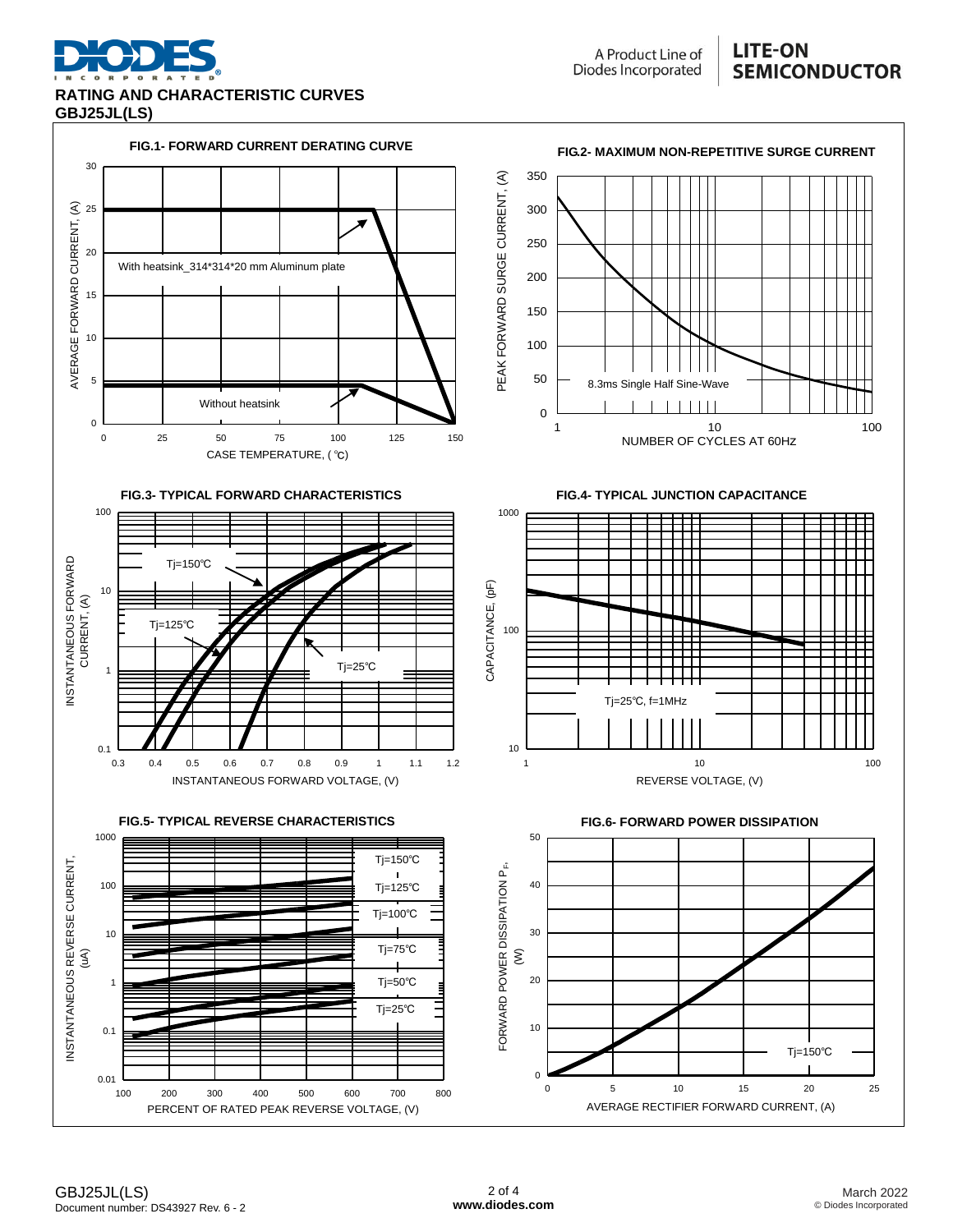# RATING AND CHARACTERISTIC CURVES
## GBJ25JL(LS)

**FIG.1- FORWARD CURRENT DERATING CURVE**

AVERAGE FORWARD CURRENT, (A)

With heatsink_314*314*20 mm Aluminum plate

Without heatsink

CASE TEMPERATURE, (℃)

**FIG.2- MAXIMUM NON-REPETITIVE SURGE CURRENT**

PEAK FORWARD SURGE CURRENT, (A)

8.3ms Single Half Sine-Wave

NUMBER OF CYCLES AT 60Hz

**FIG.3- TYPICAL FORWARD CHARACTERISTICS**

INSTANTANEOUS FORWARD CURRENT, (A)

Tj=150℃

Tj=125℃

Tj=25℃

INSTANTANEOUS FORWARD VOLTAGE, (V)

**FIG.4- TYPICAL JUNCTION CAPACITANCE**

CAPACITANCE, (pF)

Tj=25℃, f=1MHz

REVERSE VOLTAGE, (V)

**FIG.5- TYPICAL REVERSE CHARACTERISTICS**

INSTANTANEOUS REVERSE CURRENT, (uA)

Tj=150℃

Tj=125℃

Tj=100℃

Tj=75℃

Tj=50℃

Tj=25℃

PERCENT OF RATED PEAK REVERSE VOLTAGE, (V)

**FIG.6- FORWARD POWER DISSIPATION**

FORWARD POWER DISSIPATION $P_F$, (W)

Tj=150℃

AVERAGE RECTIFIER FORWARD CURRENT, (A)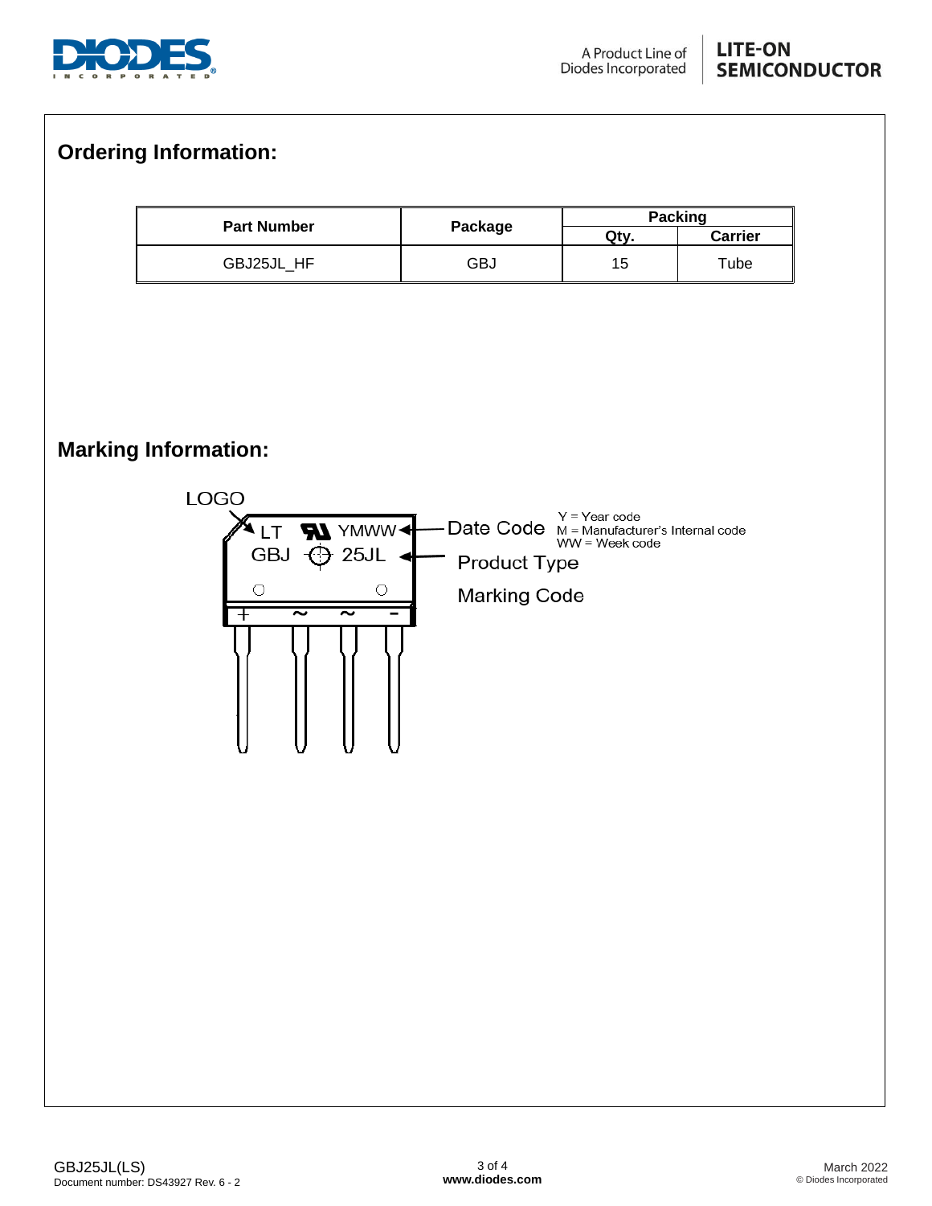## Ordering Information:

| Part Number | Package | Packing | |
|---|---|---|---|
| | | Qty. | Carrier |
| GBJ25JL_HF | GBJ | 15 | Tube |

## Marking Information:

LOGO

LT YMWW

GBJ 25JL

+ ~ ~ −

Date Code

Y = Year code
M = Manufacturer's Internal code
WW = Week code

Product Type

Marking Code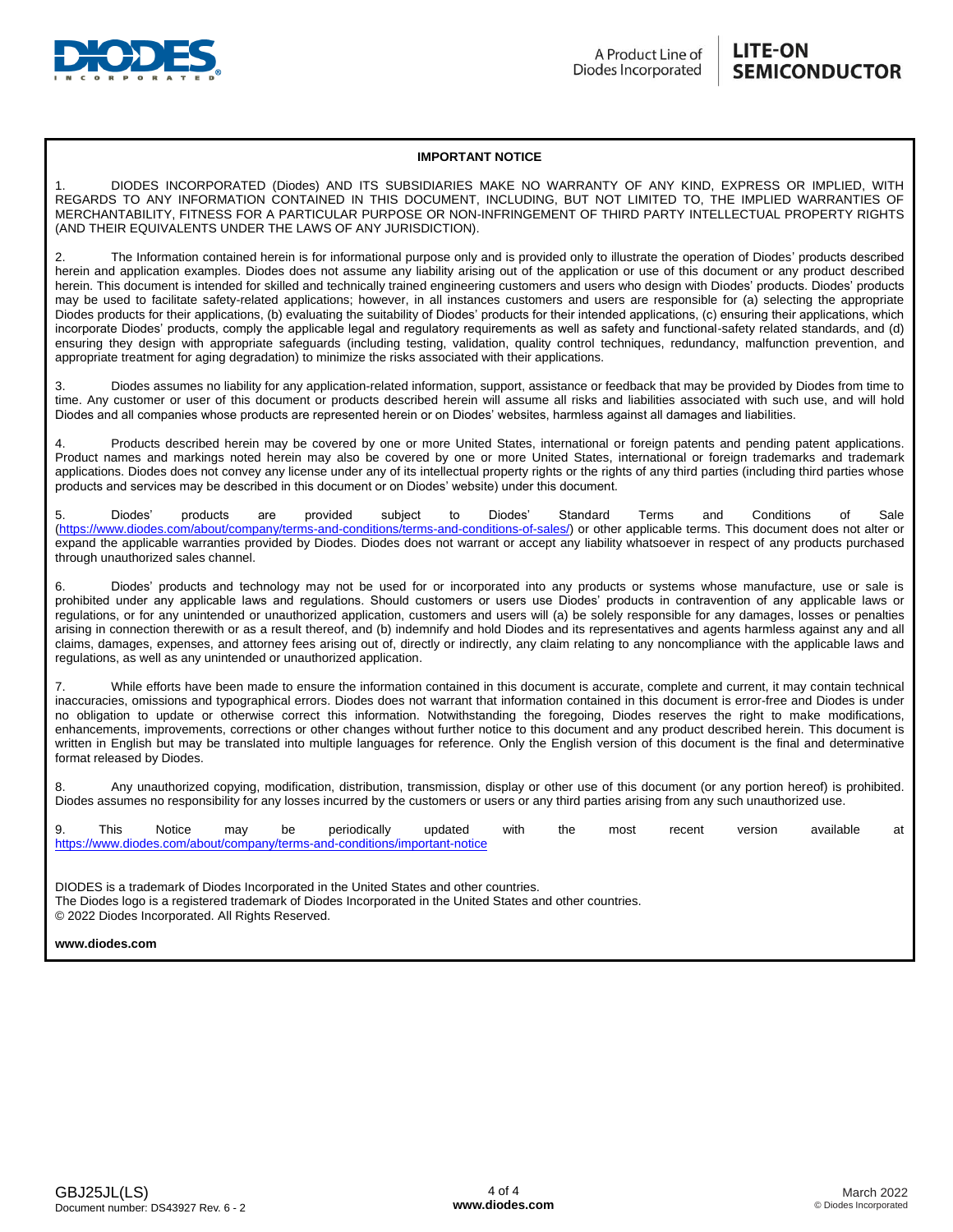**IMPORTANT NOTICE**

1. DIODES INCORPORATED (Diodes) AND ITS SUBSIDIARIES MAKE NO WARRANTY OF ANY KIND, EXPRESS OR IMPLIED, WITH REGARDS TO ANY INFORMATION CONTAINED IN THIS DOCUMENT, INCLUDING, BUT NOT LIMITED TO, THE IMPLIED WARRANTIES OF MERCHANTABILITY, FITNESS FOR A PARTICULAR PURPOSE OR NON-INFRINGEMENT OF THIRD PARTY INTELLECTUAL PROPERTY RIGHTS (AND THEIR EQUIVALENTS UNDER THE LAWS OF ANY JURISDICTION).

2. The Information contained herein is for informational purpose only and is provided only to illustrate the operation of Diodes' products described herein and application examples. Diodes does not assume any liability arising out of the application or use of this document or any product described herein. This document is intended for skilled and technically trained engineering customers and users who design with Diodes' products. Diodes' products may be used to facilitate safety-related applications; however, in all instances customers and users are responsible for (a) selecting the appropriate Diodes products for their applications, (b) evaluating the suitability of Diodes' products for their intended applications, (c) ensuring their applications, which incorporate Diodes' products, comply the applicable legal and regulatory requirements as well as safety and functional-safety related standards, and (d) ensuring they design with appropriate safeguards (including testing, validation, quality control techniques, redundancy, malfunction prevention, and appropriate treatment for aging degradation) to minimize the risks associated with their applications.

3. Diodes assumes no liability for any application-related information, support, assistance or feedback that may be provided by Diodes from time to time. Any customer or user of this document or products described herein will assume all risks and liabilities associated with such use, and will hold Diodes and all companies whose products are represented herein or on Diodes' websites, harmless against all damages and liabilities.

4. Products described herein may be covered by one or more United States, international or foreign patents and pending patent applications. Product names and markings noted herein may also be covered by one or more United States, international or foreign trademarks and trademark applications. Diodes does not convey any license under any of its intellectual property rights or the rights of any third parties (including third parties whose products and services may be described in this document or on Diodes' website) under this document.

5. Diodes' products are provided subject to Diodes' Standard Terms and Conditions of Sale (https://www.diodes.com/about/company/terms-and-conditions/terms-and-conditions-of-sales/) or other applicable terms. This document does not alter or expand the applicable warranties provided by Diodes. Diodes does not warrant or accept any liability whatsoever in respect of any products purchased through unauthorized sales channel.

6. Diodes' products and technology may not be used for or incorporated into any products or systems whose manufacture, use or sale is prohibited under any applicable laws and regulations. Should customers or users use Diodes' products in contravention of any applicable laws or regulations, or for any unintended or unauthorized application, customers and users will (a) be solely responsible for any damages, losses or penalties arising in connection therewith or as a result thereof, and (b) indemnify and hold Diodes and its representatives and agents harmless against any and all claims, damages, expenses, and attorney fees arising out of, directly or indirectly, any claim relating to any noncompliance with the applicable laws and regulations, as well as any unintended or unauthorized application.

7. While efforts have been made to ensure the information contained in this document is accurate, complete and current, it may contain technical inaccuracies, omissions and typographical errors. Diodes does not warrant that information contained in this document is error-free and Diodes is under no obligation to update or otherwise correct this information. Notwithstanding the foregoing, Diodes reserves the right to make modifications, enhancements, improvements, corrections or other changes without further notice to this document and any product described herein. This document is written in English but may be translated into multiple languages for reference. Only the English version of this document is the final and determinative format released by Diodes.

8. Any unauthorized copying, modification, distribution, transmission, display or other use of this document (or any portion hereof) is prohibited. Diodes assumes no responsibility for any losses incurred by the customers or users or any third parties arising from any such unauthorized use.

9. This Notice may be periodically updated with the most recent version available at https://www.diodes.com/about/company/terms-and-conditions/important-notice

DIODES is a trademark of Diodes Incorporated in the United States and other countries.
The Diodes logo is a registered trademark of Diodes Incorporated in the United States and other countries.
© 2022 Diodes Incorporated. All Rights Reserved.

**www.diodes.com**